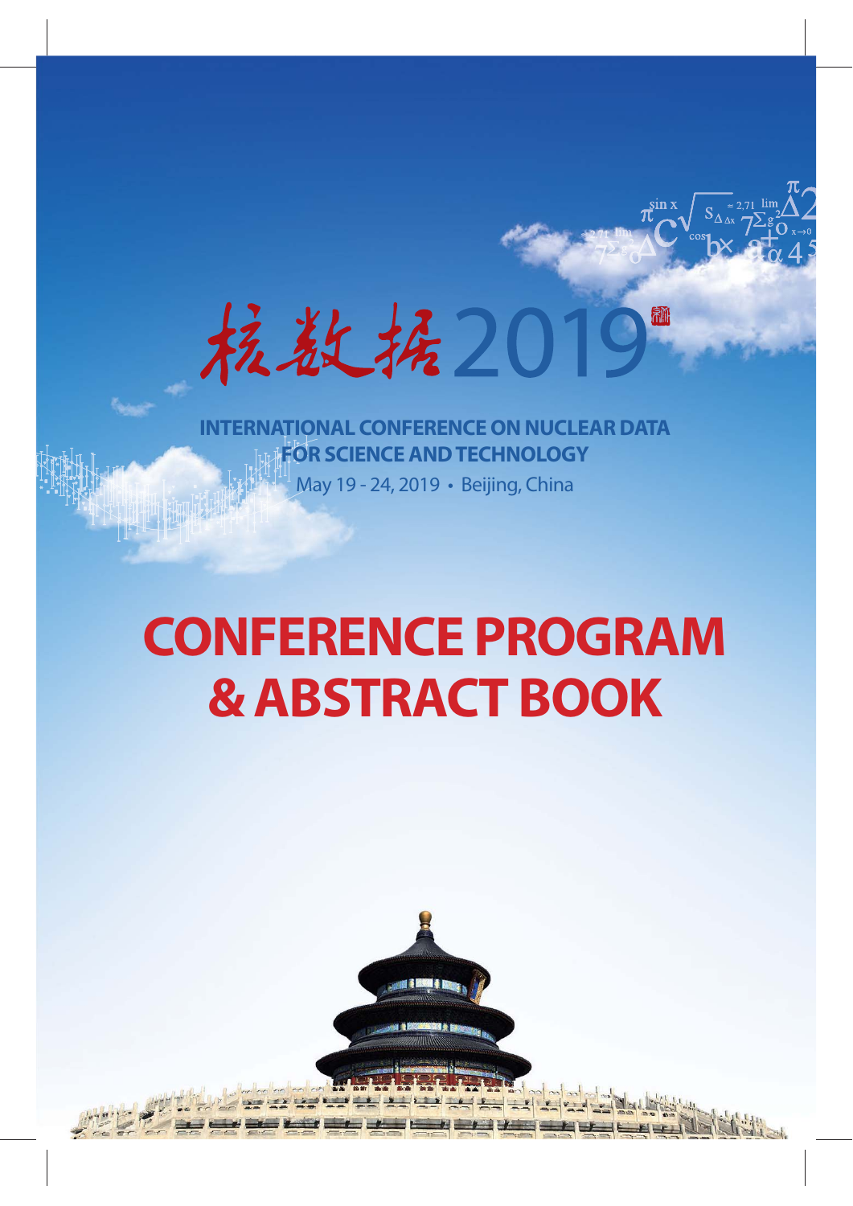# 核数据2019

**INTERNATIONAL CONFERENCE ON NUCLEAR DATA FOR SCIENCE AND TECHNOLOGY**

May 19 - 24, 2019 • Beijing, China

# CONFERENCE PROGRAM & ABSTRACT BOOK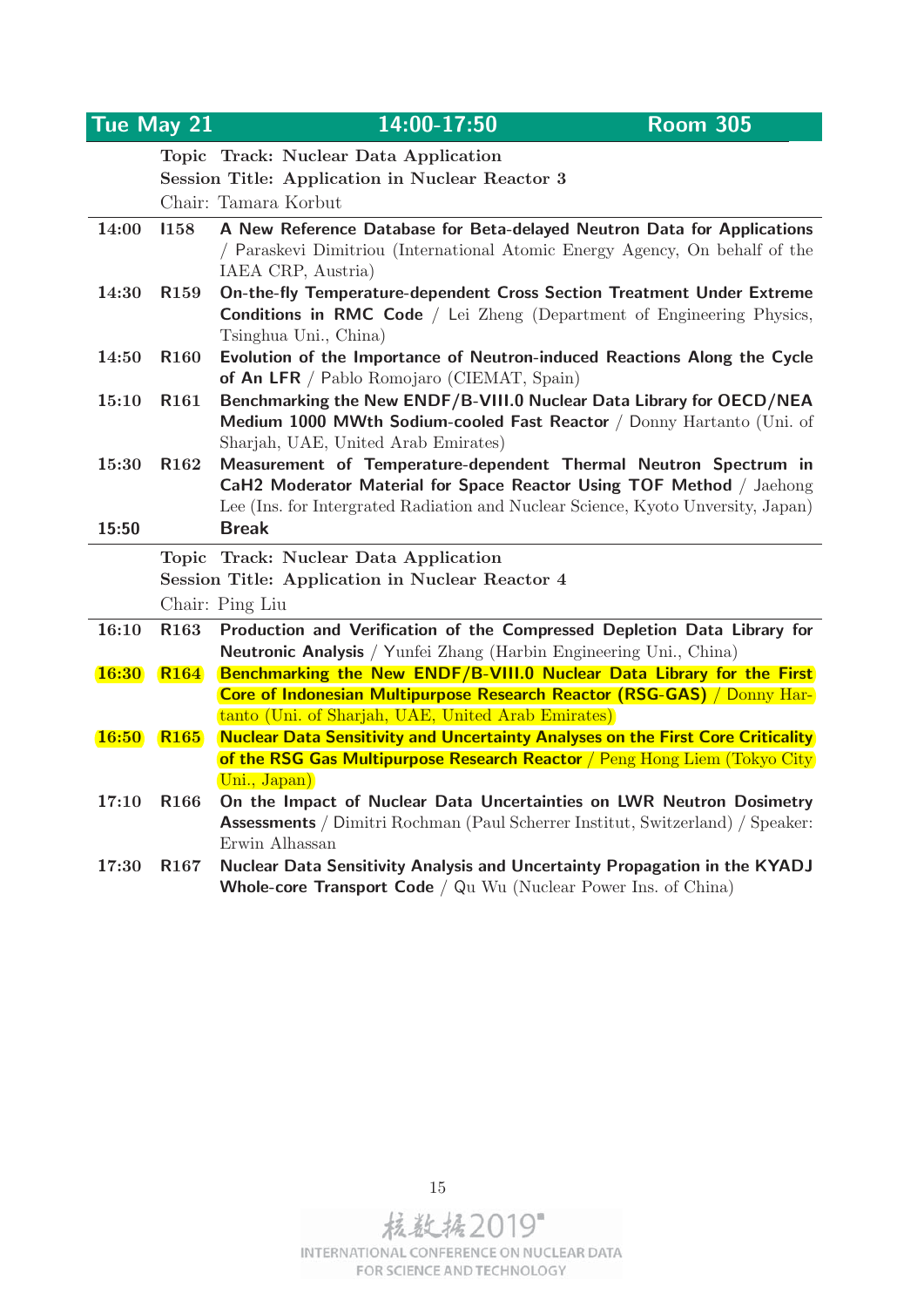## Tue May 21 — 14:00-17:50 — Room 305

**Topic Track: Nuclear Data Application**
**Session Title: Application in Nuclear Reactor 3**
Chair: Tamara Korbut

| Time | ID | Presentation |
|---|---|---|
| 14:00 | I158 | **A New Reference Database for Beta-delayed Neutron Data for Applications** / Paraskevi Dimitriou (International Atomic Energy Agency, On behalf of the IAEA CRP, Austria) |
| 14:30 | R159 | **On-the-fly Temperature-dependent Cross Section Treatment Under Extreme Conditions in RMC Code** / Lei Zheng (Department of Engineering Physics, Tsinghua Uni., China) |
| 14:50 | R160 | **Evolution of the Importance of Neutron-induced Reactions Along the Cycle of An LFR** / Pablo Romojaro (CIEMAT, Spain) |
| 15:10 | R161 | **Benchmarking the New ENDF/B-VIII.0 Nuclear Data Library for OECD/NEA Medium 1000 MWth Sodium-cooled Fast Reactor** / Donny Hartanto (Uni. of Sharjah, UAE, United Arab Emirates) |
| 15:30 | R162 | **Measurement of Temperature-dependent Thermal Neutron Spectrum in CaH2 Moderator Material for Space Reactor Using TOF Method** / Jaehong Lee (Ins. for Intergrated Radiation and Nuclear Science, Kyoto Unversity, Japan) |
| 15:50 | | **Break** |

**Topic Track: Nuclear Data Application**
**Session Title: Application in Nuclear Reactor 4**
Chair: Ping Liu

| Time | ID | Presentation |
|---|---|---|
| 16:10 | R163 | **Production and Verification of the Compressed Depletion Data Library for Neutronic Analysis** / Yunfei Zhang (Harbin Engineering Uni., China) |
| 16:30 | R164 | **Benchmarking the New ENDF/B-VIII.0 Nuclear Data Library for the First Core of Indonesian Multipurpose Research Reactor (RSG-GAS)** / Donny Hartanto (Uni. of Sharjah, UAE, United Arab Emirates) |
| 16:50 | R165 | **Nuclear Data Sensitivity and Uncertainty Analyses on the First Core Criticality of the RSG Gas Multipurpose Research Reactor** / Peng Hong Liem (Tokyo City Uni., Japan) |
| 17:10 | R166 | **On the Impact of Nuclear Data Uncertainties on LWR Neutron Dosimetry Assessments** / Dimitri Rochman (Paul Scherrer Institut, Switzerland) / Speaker: Erwin Alhassan |
| 17:30 | R167 | **Nuclear Data Sensitivity Analysis and Uncertainty Propagation in the KYADJ Whole-core Transport Code** / Qu Wu (Nuclear Power Ins. of China) |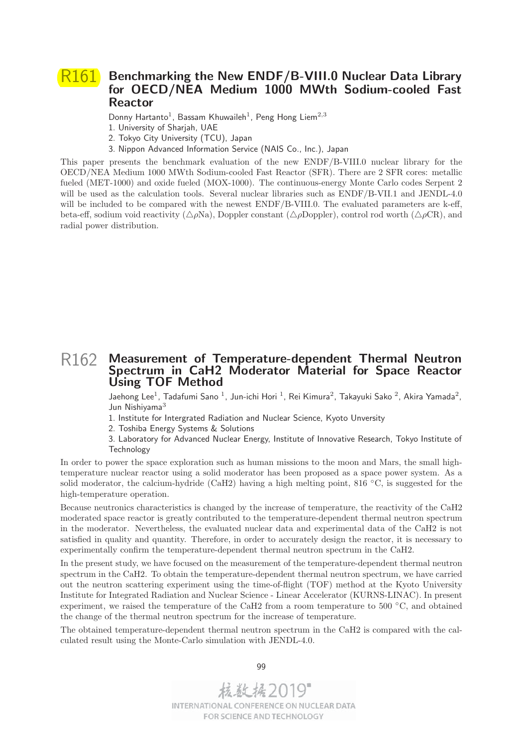## R161 Benchmarking the New ENDF/B-VIII.0 Nuclear Data Library for OECD/NEA Medium 1000 MWth Sodium-cooled Fast Reactor

Donny Hartanto[1], Bassam Khuwaileh[1], Peng Hong Liem[2,3]

1. University of Sharjah, UAE
2. Tokyo City University (TCU), Japan
3. Nippon Advanced Information Service (NAIS Co., Inc.), Japan

This paper presents the benchmark evaluation of the new ENDF/B-VIII.0 nuclear library for the OECD/NEA Medium 1000 MWth Sodium-cooled Fast Reactor (SFR). There are 2 SFR cores: metallic fueled (MET-1000) and oxide fueled (MOX-1000). The continuous-energy Monte Carlo codes Serpent 2 will be used as the calculation tools. Several nuclear libraries such as ENDF/B-VII.1 and JENDL-4.0 will be included to be compared with the newest ENDF/B-VIII.0. The evaluated parameters are k-eff, beta-eff, sodium void reactivity ($\triangle\rho$Na), Doppler constant ($\triangle\rho$Doppler), control rod worth ($\triangle\rho$CR), and radial power distribution.

## R162 Measurement of Temperature-dependent Thermal Neutron Spectrum in CaH2 Moderator Material for Space Reactor Using TOF Method

Jaehong Lee[1], Tadafumi Sano [1], Jun-ichi Hori [1], Rei Kimura[2], Takayuki Sako [2], Akira Yamada[2], Jun Nishiyama[3]

1. Institute for Intergrated Radiation and Nuclear Science, Kyoto Unversity
2. Toshiba Energy Systems & Solutions
3. Laboratory for Advanced Nuclear Energy, Institute of Innovative Research, Tokyo Institute of Technology

In order to power the space exploration such as human missions to the moon and Mars, the small high-temperature nuclear reactor using a solid moderator has been proposed as a space power system. As a solid moderator, the calcium-hydride ($CaH_2$) having a high melting point, 816 °C, is suggested for the high-temperature operation.

Because neutronics characteristics is changed by the increase of temperature, the reactivity of the $CaH_2$ moderated space reactor is greatly contributed to the temperature-dependent thermal neutron spectrum in the moderator. Nevertheless, the evaluated nuclear data and experimental data of the $CaH_2$ is not satisfied in quality and quantity. Therefore, in order to accurately design the reactor, it is necessary to experimentally confirm the temperature-dependent thermal neutron spectrum in the $CaH_2$.

In the present study, we have focused on the measurement of the temperature-dependent thermal neutron spectrum in the $CaH_2$. To obtain the temperature-dependent thermal neutron spectrum, we have carried out the neutron scattering experiment using the time-of-flight (TOF) method at the Kyoto University Institute for Integrated Radiation and Nuclear Science - Linear Accelerator (KURNS-LINAC). In present experiment, we raised the temperature of the $CaH_2$ from a room temperature to 500 °C, and obtained the change of the thermal neutron spectrum for the increase of temperature.

The obtained temperature-dependent thermal neutron spectrum in the $CaH_2$ is compared with the calculated result using the Monte-Carlo simulation with JENDL-4.0.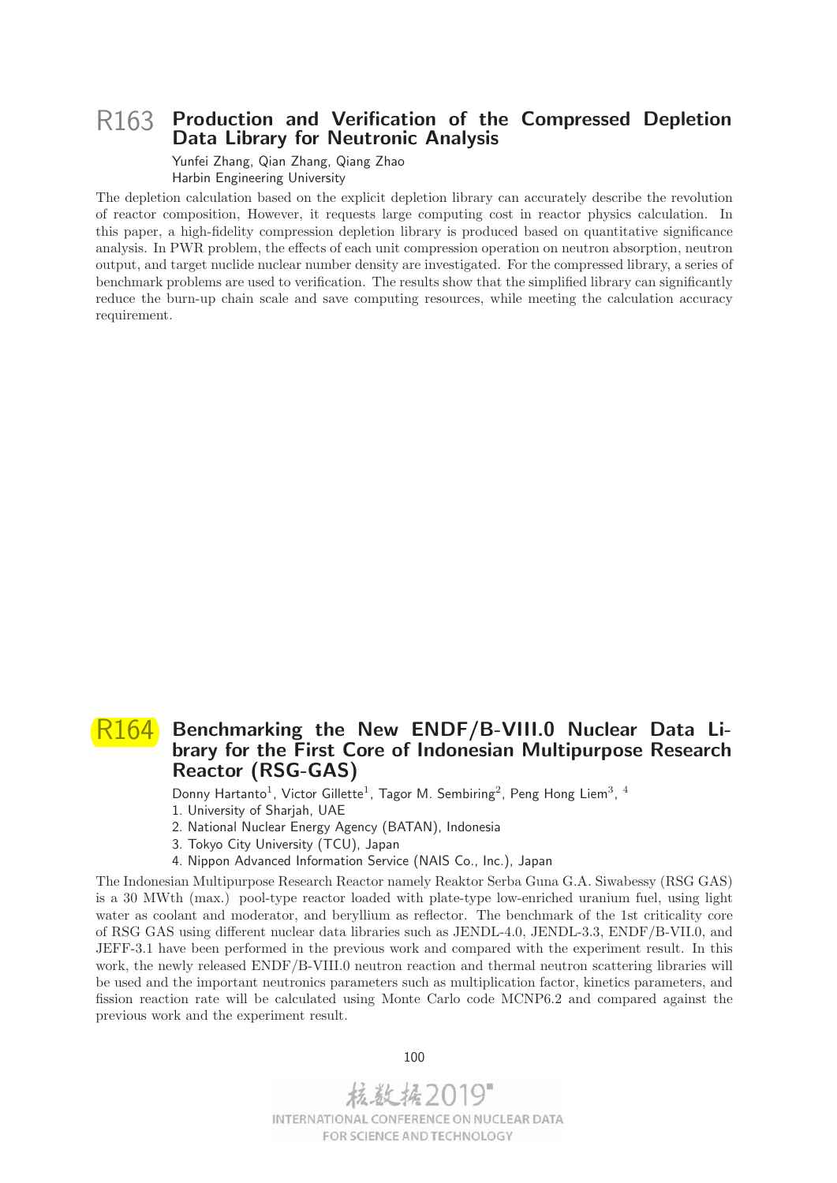## R163 Production and Verification of the Compressed Depletion Data Library for Neutronic Analysis

Yunfei Zhang, Qian Zhang, Qiang Zhao
Harbin Engineering University

The depletion calculation based on the explicit depletion library can accurately describe the revolution of reactor composition, However, it requests large computing cost in reactor physics calculation. In this paper, a high-fidelity compression depletion library is produced based on quantitative significance analysis. In PWR problem, the effects of each unit compression operation on neutron absorption, neutron output, and target nuclide nuclear number density are investigated. For the compressed library, a series of benchmark problems are used to verification. The results show that the simplified library can significantly reduce the burn-up chain scale and save computing resources, while meeting the calculation accuracy requirement.

## R164 Benchmarking the New ENDF/B-VIII.0 Nuclear Data Library for the First Core of Indonesian Multipurpose Research Reactor (RSG-GAS)

Donny Hartanto[1], Victor Gillette[1], Tagor M. Sembiring[2], Peng Hong Liem[3], [4]

1. University of Sharjah, UAE
2. National Nuclear Energy Agency (BATAN), Indonesia
3. Tokyo City University (TCU), Japan
4. Nippon Advanced Information Service (NAIS Co., Inc.), Japan

The Indonesian Multipurpose Research Reactor namely Reaktor Serba Guna G.A. Siwabessy (RSG GAS) is a 30 MWth (max.) pool-type reactor loaded with plate-type low-enriched uranium fuel, using light water as coolant and moderator, and beryllium as reflector. The benchmark of the 1st criticality core of RSG GAS using different nuclear data libraries such as JENDL-4.0, JENDL-3.3, ENDF/B-VII.0, and JEFF-3.1 have been performed in the previous work and compared with the experiment result. In this work, the newly released ENDF/B-VIII.0 neutron reaction and thermal neutron scattering libraries will be used and the important neutronics parameters such as multiplication factor, kinetics parameters, and fission reaction rate will be calculated using Monte Carlo code MCNP6.2 and compared against the previous work and the experiment result.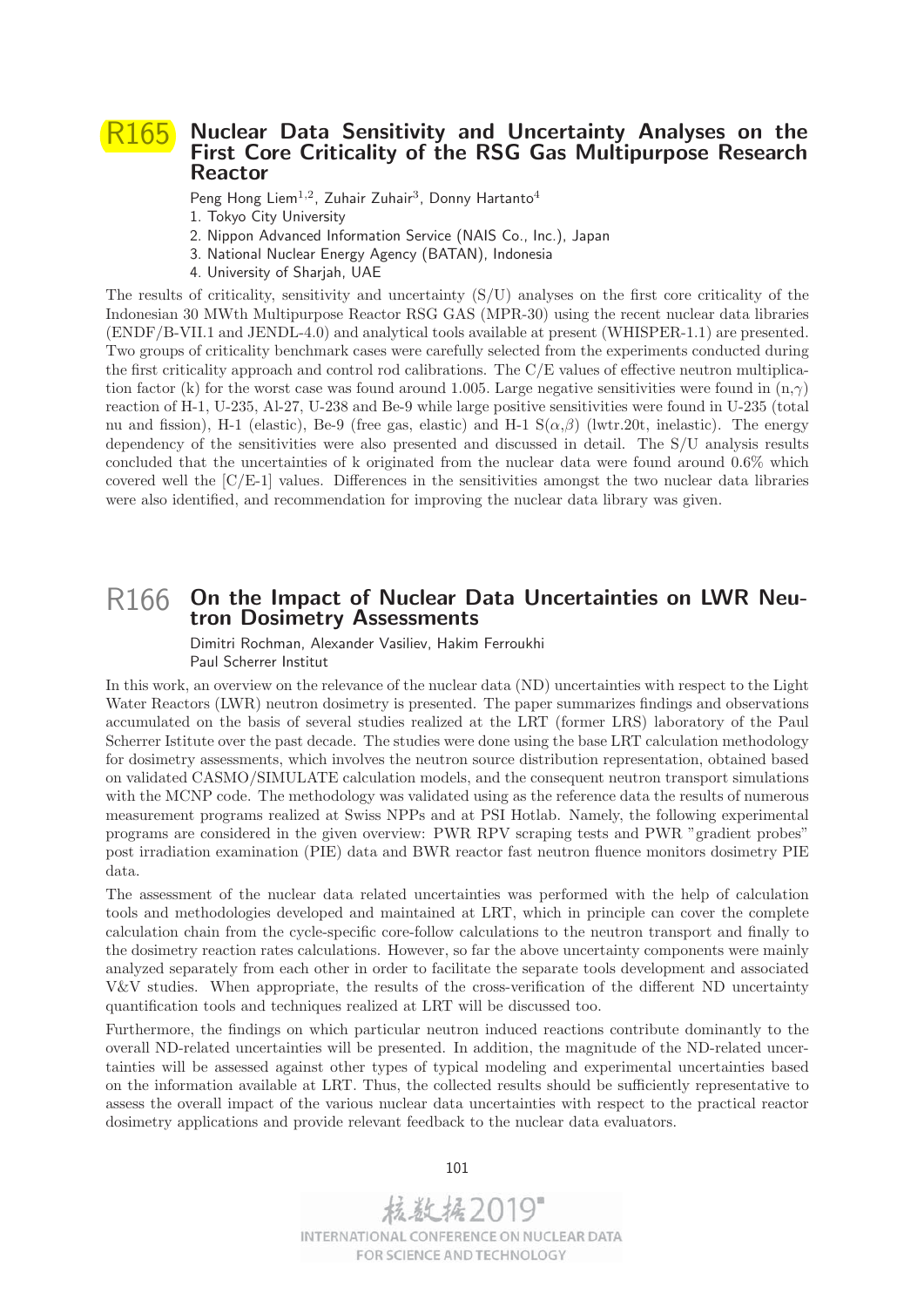## R165 Nuclear Data Sensitivity and Uncertainty Analyses on the First Core Criticality of the RSG Gas Multipurpose Research Reactor

Peng Hong Liem[1,2], Zuhair Zuhair[3], Donny Hartanto[4]

1. Tokyo City University
2. Nippon Advanced Information Service (NAIS Co., Inc.), Japan
3. National Nuclear Energy Agency (BATAN), Indonesia
4. University of Sharjah, UAE

The results of criticality, sensitivity and uncertainty (S/U) analyses on the first core criticality of the Indonesian 30 MWth Multipurpose Reactor RSG GAS (MPR-30) using the recent nuclear data libraries (ENDF/B-VII.1 and JENDL-4.0) and analytical tools available at present (WHISPER-1.1) are presented. Two groups of criticality benchmark cases were carefully selected from the experiments conducted during the first criticality approach and control rod calibrations. The C/E values of effective neutron multiplication factor (k) for the worst case was found around 1.005. Large negative sensitivities were found in (n,$\gamma$) reaction of H-1, U-235, Al-27, U-238 and Be-9 while large positive sensitivities were found in U-235 (total nu and fission), H-1 (elastic), Be-9 (free gas, elastic) and H-1 S($\alpha$,$\beta$) (lwtr.20t, inelastic). The energy dependency of the sensitivities were also presented and discussed in detail. The S/U analysis results concluded that the uncertainties of k originated from the nuclear data were found around 0.6% which covered well the [C/E-1] values. Differences in the sensitivities amongst the two nuclear data libraries were also identified, and recommendation for improving the nuclear data library was given.

## R166 On the Impact of Nuclear Data Uncertainties on LWR Neutron Dosimetry Assessments

Dimitri Rochman, Alexander Vasiliev, Hakim Ferroukhi
Paul Scherrer Institut

In this work, an overview on the relevance of the nuclear data (ND) uncertainties with respect to the Light Water Reactors (LWR) neutron dosimetry is presented. The paper summarizes findings and observations accumulated on the basis of several studies realized at the LRT (former LRS) laboratory of the Paul Scherrer Istitute over the past decade. The studies were done using the base LRT calculation methodology for dosimetry assessments, which involves the neutron source distribution representation, obtained based on validated CASMO/SIMULATE calculation models, and the consequent neutron transport simulations with the MCNP code. The methodology was validated using as the reference data the results of numerous measurement programs realized at Swiss NPPs and at PSI Hotlab. Namely, the following experimental programs are considered in the given overview: PWR RPV scraping tests and PWR "gradient probes" post irradiation examination (PIE) data and BWR reactor fast neutron fluence monitors dosimetry PIE data.

The assessment of the nuclear data related uncertainties was performed with the help of calculation tools and methodologies developed and maintained at LRT, which in principle can cover the complete calculation chain from the cycle-specific core-follow calculations to the neutron transport and finally to the dosimetry reaction rates calculations. However, so far the above uncertainty components were mainly analyzed separately from each other in order to facilitate the separate tools development and associated V&V studies. When appropriate, the results of the cross-verification of the different ND uncertainty quantification tools and techniques realized at LRT will be discussed too.

Furthermore, the findings on which particular neutron induced reactions contribute dominantly to the overall ND-related uncertainties will be presented. In addition, the magnitude of the ND-related uncertainties will be assessed against other types of typical modeling and experimental uncertainties based on the information available at LRT. Thus, the collected results should be sufficiently representative to assess the overall impact of the various nuclear data uncertainties with respect to the practical reactor dosimetry applications and provide relevant feedback to the nuclear data evaluators.